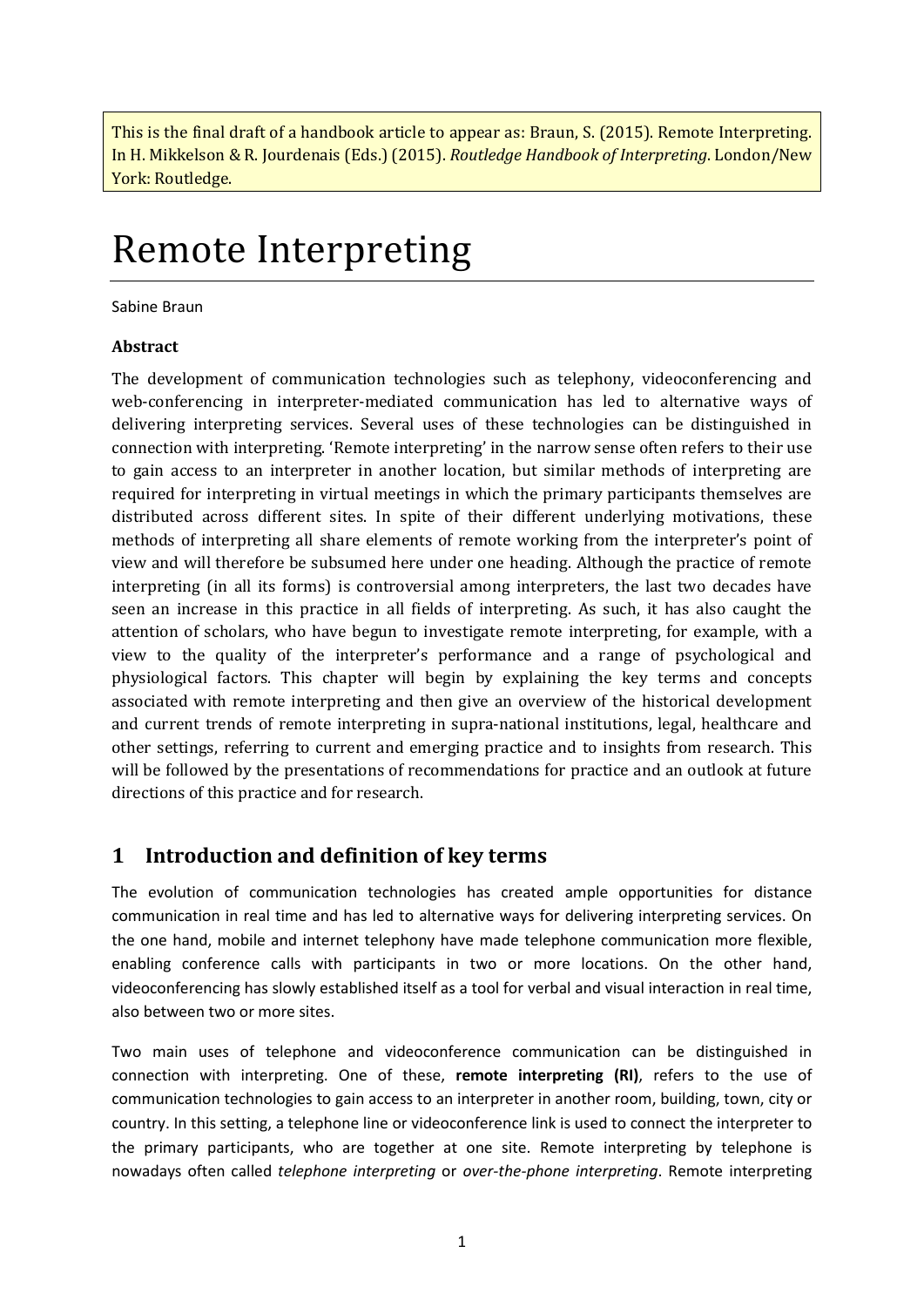This is the final draft of a handbook article to appear as: Braun, S. (2015). Remote Interpreting. In H. Mikkelson & R. Jourdenais (Eds.) (2015). *Routledge Handbook of Interpreting*. London/New York: Routledge.

# Remote Interpreting

Sabine Braun

**Abstract**

The development of communication technologies such as telephony, videoconferencing and web-conferencing in interpreter-mediated communication has led to alternative ways of delivering interpreting services. Several uses of these technologies can be distinguished in connection with interpreting. 'Remote interpreting' in the narrow sense often refers to their use to gain access to an interpreter in another location, but similar methods of interpreting are required for interpreting in virtual meetings in which the primary participants themselves are distributed across different sites. In spite of their different underlying motivations, these methods of interpreting all share elements of remote working from the interpreter's point of view and will therefore be subsumed here under one heading. Although the practice of remote interpreting (in all its forms) is controversial among interpreters, the last two decades have seen an increase in this practice in all fields of interpreting. As such, it has also caught the attention of scholars, who have begun to investigate remote interpreting, for example, with a view to the quality of the interpreter's performance and a range of psychological and physiological factors. This chapter will begin by explaining the key terms and concepts associated with remote interpreting and then give an overview of the historical development and current trends of remote interpreting in supra-national institutions, legal, healthcare and other settings, referring to current and emerging practice and to insights from research. This will be followed by the presentations of recommendations for practice and an outlook at future directions of this practice and for research.

## 1 Introduction and definition of key terms

The evolution of communication technologies has created ample opportunities for distance communication in real time and has led to alternative ways for delivering interpreting services. On the one hand, mobile and internet telephony have made telephone communication more flexible, enabling conference calls with participants in two or more locations. On the other hand, videoconferencing has slowly established itself as a tool for verbal and visual interaction in real time, also between two or more sites.

Two main uses of telephone and videoconference communication can be distinguished in connection with interpreting. One of these, **remote interpreting (RI)**, refers to the use of communication technologies to gain access to an interpreter in another room, building, town, city or country. In this setting, a telephone line or videoconference link is used to connect the interpreter to the primary participants, who are together at one site. Remote interpreting by telephone is nowadays often called *telephone interpreting* or *over-the-phone interpreting*. Remote interpreting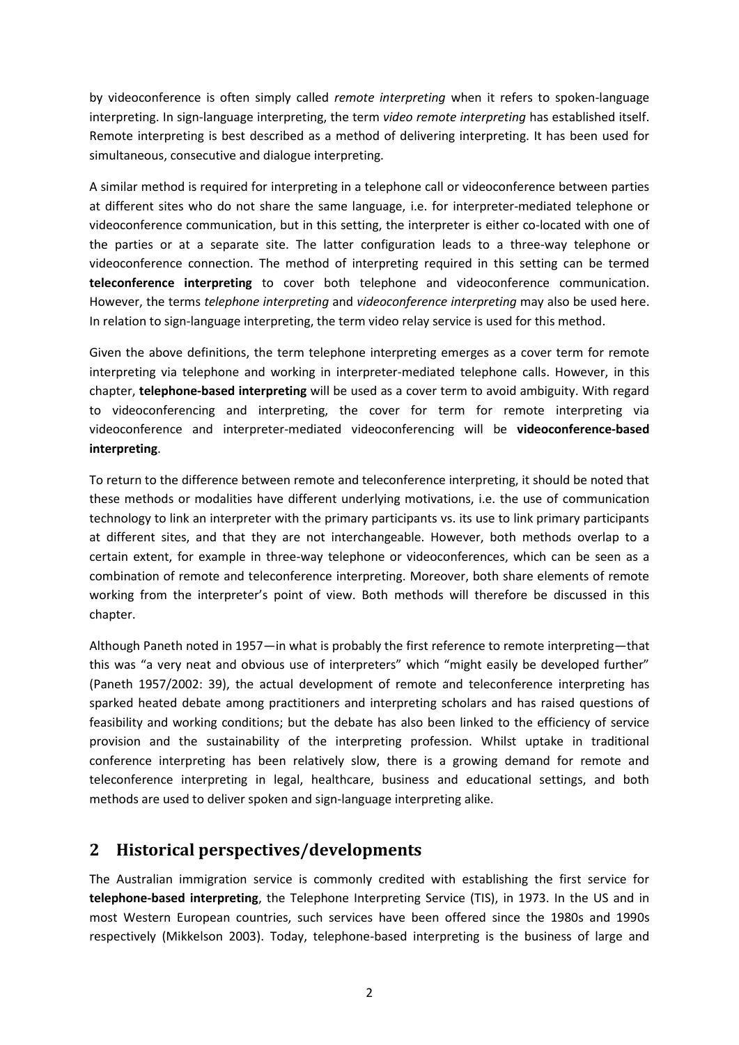by videoconference is often simply called *remote interpreting* when it refers to spoken-language interpreting. In sign-language interpreting, the term *video remote interpreting* has established itself. Remote interpreting is best described as a method of delivering interpreting. It has been used for simultaneous, consecutive and dialogue interpreting.

A similar method is required for interpreting in a telephone call or videoconference between parties at different sites who do not share the same language, i.e. for interpreter-mediated telephone or videoconference communication, but in this setting, the interpreter is either co-located with one of the parties or at a separate site. The latter configuration leads to a three-way telephone or videoconference connection. The method of interpreting required in this setting can be termed **teleconference interpreting** to cover both telephone and videoconference communication. However, the terms *telephone interpreting* and *videoconference interpreting* may also be used here. In relation to sign-language interpreting, the term video relay service is used for this method.

Given the above definitions, the term telephone interpreting emerges as a cover term for remote interpreting via telephone and working in interpreter-mediated telephone calls. However, in this chapter, **telephone-based interpreting** will be used as a cover term to avoid ambiguity. With regard to videoconferencing and interpreting, the cover for term for remote interpreting via videoconference and interpreter-mediated videoconferencing will be **videoconference-based interpreting**.

To return to the difference between remote and teleconference interpreting, it should be noted that these methods or modalities have different underlying motivations, i.e. the use of communication technology to link an interpreter with the primary participants vs. its use to link primary participants at different sites, and that they are not interchangeable. However, both methods overlap to a certain extent, for example in three-way telephone or videoconferences, which can be seen as a combination of remote and teleconference interpreting. Moreover, both share elements of remote working from the interpreter's point of view. Both methods will therefore be discussed in this chapter.

Although Paneth noted in 1957—in what is probably the first reference to remote interpreting—that this was "a very neat and obvious use of interpreters" which "might easily be developed further" (Paneth 1957/2002: 39), the actual development of remote and teleconference interpreting has sparked heated debate among practitioners and interpreting scholars and has raised questions of feasibility and working conditions; but the debate has also been linked to the efficiency of service provision and the sustainability of the interpreting profession. Whilst uptake in traditional conference interpreting has been relatively slow, there is a growing demand for remote and teleconference interpreting in legal, healthcare, business and educational settings, and both methods are used to deliver spoken and sign-language interpreting alike.

## 2 Historical perspectives/developments

The Australian immigration service is commonly credited with establishing the first service for **telephone-based interpreting**, the Telephone Interpreting Service (TIS), in 1973. In the US and in most Western European countries, such services have been offered since the 1980s and 1990s respectively (Mikkelson 2003). Today, telephone-based interpreting is the business of large and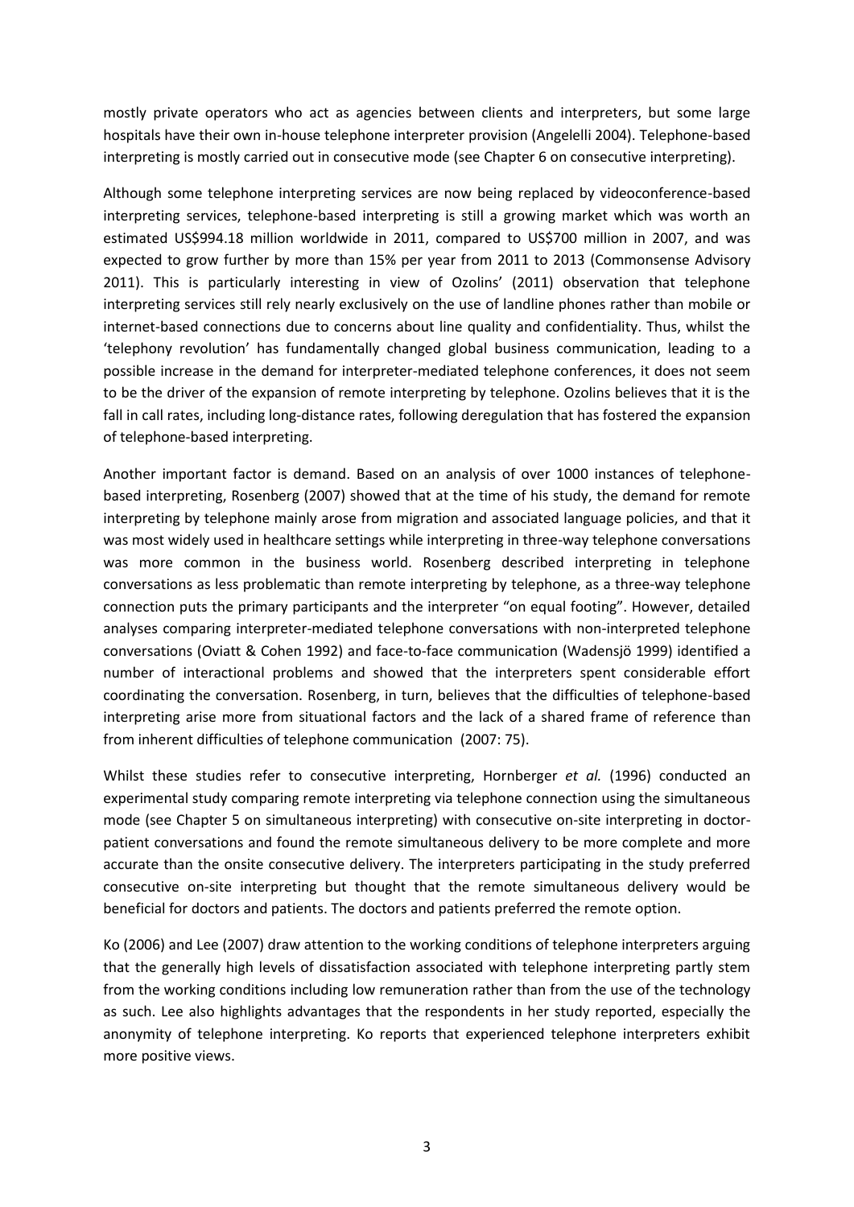mostly private operators who act as agencies between clients and interpreters, but some large hospitals have their own in-house telephone interpreter provision (Angelelli 2004). Telephone-based interpreting is mostly carried out in consecutive mode (see Chapter 6 on consecutive interpreting).

Although some telephone interpreting services are now being replaced by videoconference-based interpreting services, telephone-based interpreting is still a growing market which was worth an estimated US$994.18 million worldwide in 2011, compared to US$700 million in 2007, and was expected to grow further by more than 15% per year from 2011 to 2013 (Commonsense Advisory 2011). This is particularly interesting in view of Ozolins' (2011) observation that telephone interpreting services still rely nearly exclusively on the use of landline phones rather than mobile or internet-based connections due to concerns about line quality and confidentiality. Thus, whilst the 'telephony revolution' has fundamentally changed global business communication, leading to a possible increase in the demand for interpreter-mediated telephone conferences, it does not seem to be the driver of the expansion of remote interpreting by telephone. Ozolins believes that it is the fall in call rates, including long-distance rates, following deregulation that has fostered the expansion of telephone-based interpreting.

Another important factor is demand. Based on an analysis of over 1000 instances of telephone-based interpreting, Rosenberg (2007) showed that at the time of his study, the demand for remote interpreting by telephone mainly arose from migration and associated language policies, and that it was most widely used in healthcare settings while interpreting in three-way telephone conversations was more common in the business world. Rosenberg described interpreting in telephone conversations as less problematic than remote interpreting by telephone, as a three-way telephone connection puts the primary participants and the interpreter "on equal footing". However, detailed analyses comparing interpreter-mediated telephone conversations with non-interpreted telephone conversations (Oviatt & Cohen 1992) and face-to-face communication (Wadensjö 1999) identified a number of interactional problems and showed that the interpreters spent considerable effort coordinating the conversation. Rosenberg, in turn, believes that the difficulties of telephone-based interpreting arise more from situational factors and the lack of a shared frame of reference than from inherent difficulties of telephone communication (2007: 75).

Whilst these studies refer to consecutive interpreting, Hornberger *et al.* (1996) conducted an experimental study comparing remote interpreting via telephone connection using the simultaneous mode (see Chapter 5 on simultaneous interpreting) with consecutive on-site interpreting in doctor-patient conversations and found the remote simultaneous delivery to be more complete and more accurate than the onsite consecutive delivery. The interpreters participating in the study preferred consecutive on-site interpreting but thought that the remote simultaneous delivery would be beneficial for doctors and patients. The doctors and patients preferred the remote option.

Ko (2006) and Lee (2007) draw attention to the working conditions of telephone interpreters arguing that the generally high levels of dissatisfaction associated with telephone interpreting partly stem from the working conditions including low remuneration rather than from the use of the technology as such. Lee also highlights advantages that the respondents in her study reported, especially the anonymity of telephone interpreting. Ko reports that experienced telephone interpreters exhibit more positive views.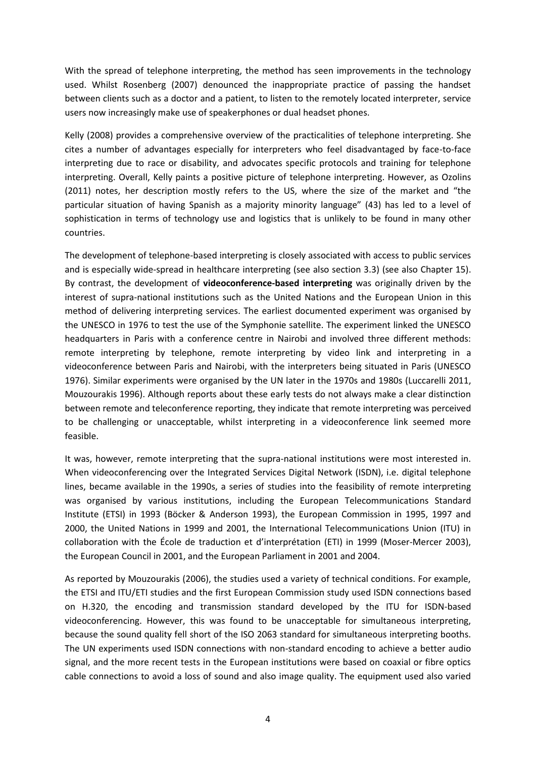With the spread of telephone interpreting, the method has seen improvements in the technology used. Whilst Rosenberg (2007) denounced the inappropriate practice of passing the handset between clients such as a doctor and a patient, to listen to the remotely located interpreter, service users now increasingly make use of speakerphones or dual headset phones.

Kelly (2008) provides a comprehensive overview of the practicalities of telephone interpreting. She cites a number of advantages especially for interpreters who feel disadvantaged by face-to-face interpreting due to race or disability, and advocates specific protocols and training for telephone interpreting. Overall, Kelly paints a positive picture of telephone interpreting. However, as Ozolins (2011) notes, her description mostly refers to the US, where the size of the market and "the particular situation of having Spanish as a majority minority language" (43) has led to a level of sophistication in terms of technology use and logistics that is unlikely to be found in many other countries.

The development of telephone-based interpreting is closely associated with access to public services and is especially wide-spread in healthcare interpreting (see also section 3.3) (see also Chapter 15). By contrast, the development of **videoconference-based interpreting** was originally driven by the interest of supra-national institutions such as the United Nations and the European Union in this method of delivering interpreting services. The earliest documented experiment was organised by the UNESCO in 1976 to test the use of the Symphonie satellite. The experiment linked the UNESCO headquarters in Paris with a conference centre in Nairobi and involved three different methods: remote interpreting by telephone, remote interpreting by video link and interpreting in a videoconference between Paris and Nairobi, with the interpreters being situated in Paris (UNESCO 1976). Similar experiments were organised by the UN later in the 1970s and 1980s (Luccarelli 2011, Mouzourakis 1996). Although reports about these early tests do not always make a clear distinction between remote and teleconference reporting, they indicate that remote interpreting was perceived to be challenging or unacceptable, whilst interpreting in a videoconference link seemed more feasible.

It was, however, remote interpreting that the supra-national institutions were most interested in. When videoconferencing over the Integrated Services Digital Network (ISDN), i.e. digital telephone lines, became available in the 1990s, a series of studies into the feasibility of remote interpreting was organised by various institutions, including the European Telecommunications Standard Institute (ETSI) in 1993 (Böcker & Anderson 1993), the European Commission in 1995, 1997 and 2000, the United Nations in 1999 and 2001, the International Telecommunications Union (ITU) in collaboration with the École de traduction et d'interprétation (ETI) in 1999 (Moser-Mercer 2003), the European Council in 2001, and the European Parliament in 2001 and 2004.

As reported by Mouzourakis (2006), the studies used a variety of technical conditions. For example, the ETSI and ITU/ETI studies and the first European Commission study used ISDN connections based on H.320, the encoding and transmission standard developed by the ITU for ISDN-based videoconferencing. However, this was found to be unacceptable for simultaneous interpreting, because the sound quality fell short of the ISO 2063 standard for simultaneous interpreting booths. The UN experiments used ISDN connections with non-standard encoding to achieve a better audio signal, and the more recent tests in the European institutions were based on coaxial or fibre optics cable connections to avoid a loss of sound and also image quality. The equipment used also varied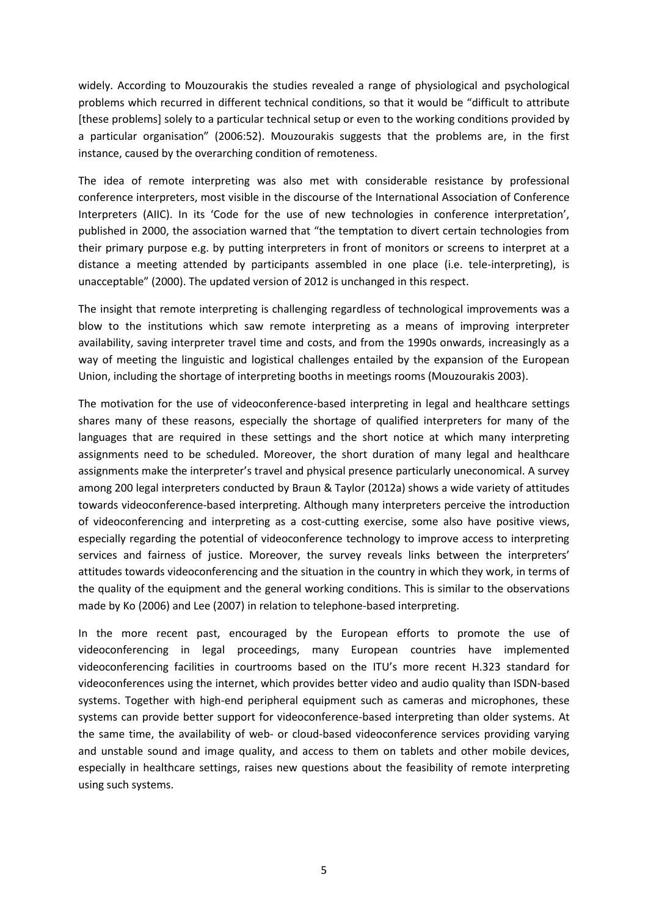widely. According to Mouzourakis the studies revealed a range of physiological and psychological problems which recurred in different technical conditions, so that it would be "difficult to attribute [these problems] solely to a particular technical setup or even to the working conditions provided by a particular organisation" (2006:52). Mouzourakis suggests that the problems are, in the first instance, caused by the overarching condition of remoteness.

The idea of remote interpreting was also met with considerable resistance by professional conference interpreters, most visible in the discourse of the International Association of Conference Interpreters (AIIC). In its 'Code for the use of new technologies in conference interpretation', published in 2000, the association warned that "the temptation to divert certain technologies from their primary purpose e.g. by putting interpreters in front of monitors or screens to interpret at a distance a meeting attended by participants assembled in one place (i.e. tele-interpreting), is unacceptable" (2000). The updated version of 2012 is unchanged in this respect.

The insight that remote interpreting is challenging regardless of technological improvements was a blow to the institutions which saw remote interpreting as a means of improving interpreter availability, saving interpreter travel time and costs, and from the 1990s onwards, increasingly as a way of meeting the linguistic and logistical challenges entailed by the expansion of the European Union, including the shortage of interpreting booths in meetings rooms (Mouzourakis 2003).

The motivation for the use of videoconference-based interpreting in legal and healthcare settings shares many of these reasons, especially the shortage of qualified interpreters for many of the languages that are required in these settings and the short notice at which many interpreting assignments need to be scheduled. Moreover, the short duration of many legal and healthcare assignments make the interpreter's travel and physical presence particularly uneconomical. A survey among 200 legal interpreters conducted by Braun & Taylor (2012a) shows a wide variety of attitudes towards videoconference-based interpreting. Although many interpreters perceive the introduction of videoconferencing and interpreting as a cost-cutting exercise, some also have positive views, especially regarding the potential of videoconference technology to improve access to interpreting services and fairness of justice. Moreover, the survey reveals links between the interpreters' attitudes towards videoconferencing and the situation in the country in which they work, in terms of the quality of the equipment and the general working conditions. This is similar to the observations made by Ko (2006) and Lee (2007) in relation to telephone-based interpreting.

In the more recent past, encouraged by the European efforts to promote the use of videoconferencing in legal proceedings, many European countries have implemented videoconferencing facilities in courtrooms based on the ITU's more recent H.323 standard for videoconferences using the internet, which provides better video and audio quality than ISDN-based systems. Together with high-end peripheral equipment such as cameras and microphones, these systems can provide better support for videoconference-based interpreting than older systems. At the same time, the availability of web- or cloud-based videoconference services providing varying and unstable sound and image quality, and access to them on tablets and other mobile devices, especially in healthcare settings, raises new questions about the feasibility of remote interpreting using such systems.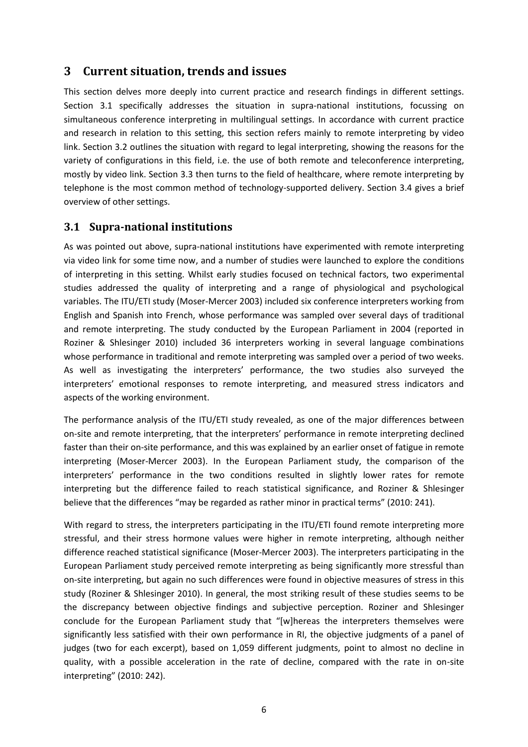# 3 Current situation, trends and issues

This section delves more deeply into current practice and research findings in different settings. Section 3.1 specifically addresses the situation in supra-national institutions, focussing on simultaneous conference interpreting in multilingual settings. In accordance with current practice and research in relation to this setting, this section refers mainly to remote interpreting by video link. Section 3.2 outlines the situation with regard to legal interpreting, showing the reasons for the variety of configurations in this field, i.e. the use of both remote and teleconference interpreting, mostly by video link. Section 3.3 then turns to the field of healthcare, where remote interpreting by telephone is the most common method of technology-supported delivery. Section 3.4 gives a brief overview of other settings.

## 3.1 Supra-national institutions

As was pointed out above, supra-national institutions have experimented with remote interpreting via video link for some time now, and a number of studies were launched to explore the conditions of interpreting in this setting. Whilst early studies focused on technical factors, two experimental studies addressed the quality of interpreting and a range of physiological and psychological variables. The ITU/ETI study (Moser-Mercer 2003) included six conference interpreters working from English and Spanish into French, whose performance was sampled over several days of traditional and remote interpreting. The study conducted by the European Parliament in 2004 (reported in Roziner & Shlesinger 2010) included 36 interpreters working in several language combinations whose performance in traditional and remote interpreting was sampled over a period of two weeks. As well as investigating the interpreters' performance, the two studies also surveyed the interpreters' emotional responses to remote interpreting, and measured stress indicators and aspects of the working environment.

The performance analysis of the ITU/ETI study revealed, as one of the major differences between on-site and remote interpreting, that the interpreters' performance in remote interpreting declined faster than their on-site performance, and this was explained by an earlier onset of fatigue in remote interpreting (Moser-Mercer 2003). In the European Parliament study, the comparison of the interpreters' performance in the two conditions resulted in slightly lower rates for remote interpreting but the difference failed to reach statistical significance, and Roziner & Shlesinger believe that the differences "may be regarded as rather minor in practical terms" (2010: 241).

With regard to stress, the interpreters participating in the ITU/ETI found remote interpreting more stressful, and their stress hormone values were higher in remote interpreting, although neither difference reached statistical significance (Moser-Mercer 2003). The interpreters participating in the European Parliament study perceived remote interpreting as being significantly more stressful than on-site interpreting, but again no such differences were found in objective measures of stress in this study (Roziner & Shlesinger 2010). In general, the most striking result of these studies seems to be the discrepancy between objective findings and subjective perception. Roziner and Shlesinger conclude for the European Parliament study that "[w]hereas the interpreters themselves were significantly less satisfied with their own performance in RI, the objective judgments of a panel of judges (two for each excerpt), based on 1,059 different judgments, point to almost no decline in quality, with a possible acceleration in the rate of decline, compared with the rate in on-site interpreting" (2010: 242).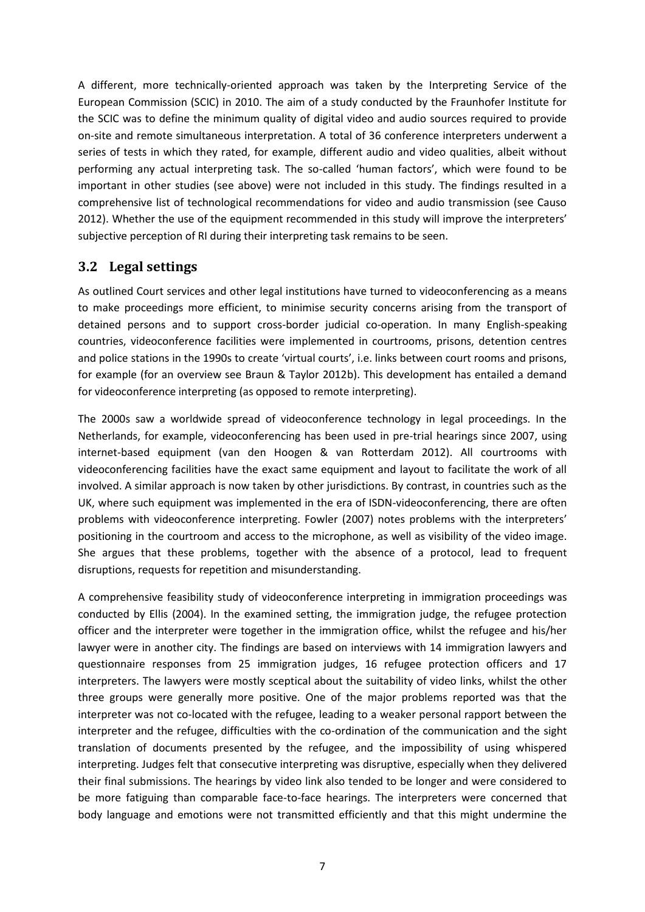A different, more technically-oriented approach was taken by the Interpreting Service of the European Commission (SCIC) in 2010. The aim of a study conducted by the Fraunhofer Institute for the SCIC was to define the minimum quality of digital video and audio sources required to provide on-site and remote simultaneous interpretation. A total of 36 conference interpreters underwent a series of tests in which they rated, for example, different audio and video qualities, albeit without performing any actual interpreting task. The so-called 'human factors', which were found to be important in other studies (see above) were not included in this study. The findings resulted in a comprehensive list of technological recommendations for video and audio transmission (see Causo 2012). Whether the use of the equipment recommended in this study will improve the interpreters' subjective perception of RI during their interpreting task remains to be seen.

## 3.2 Legal settings

As outlined Court services and other legal institutions have turned to videoconferencing as a means to make proceedings more efficient, to minimise security concerns arising from the transport of detained persons and to support cross-border judicial co-operation. In many English-speaking countries, videoconference facilities were implemented in courtrooms, prisons, detention centres and police stations in the 1990s to create 'virtual courts', i.e. links between court rooms and prisons, for example (for an overview see Braun & Taylor 2012b). This development has entailed a demand for videoconference interpreting (as opposed to remote interpreting).

The 2000s saw a worldwide spread of videoconference technology in legal proceedings. In the Netherlands, for example, videoconferencing has been used in pre-trial hearings since 2007, using internet-based equipment (van den Hoogen & van Rotterdam 2012). All courtrooms with videoconferencing facilities have the exact same equipment and layout to facilitate the work of all involved. A similar approach is now taken by other jurisdictions. By contrast, in countries such as the UK, where such equipment was implemented in the era of ISDN-videoconferencing, there are often problems with videoconference interpreting. Fowler (2007) notes problems with the interpreters' positioning in the courtroom and access to the microphone, as well as visibility of the video image. She argues that these problems, together with the absence of a protocol, lead to frequent disruptions, requests for repetition and misunderstanding.

A comprehensive feasibility study of videoconference interpreting in immigration proceedings was conducted by Ellis (2004). In the examined setting, the immigration judge, the refugee protection officer and the interpreter were together in the immigration office, whilst the refugee and his/her lawyer were in another city. The findings are based on interviews with 14 immigration lawyers and questionnaire responses from 25 immigration judges, 16 refugee protection officers and 17 interpreters. The lawyers were mostly sceptical about the suitability of video links, whilst the other three groups were generally more positive. One of the major problems reported was that the interpreter was not co-located with the refugee, leading to a weaker personal rapport between the interpreter and the refugee, difficulties with the co-ordination of the communication and the sight translation of documents presented by the refugee, and the impossibility of using whispered interpreting. Judges felt that consecutive interpreting was disruptive, especially when they delivered their final submissions. The hearings by video link also tended to be longer and were considered to be more fatiguing than comparable face-to-face hearings. The interpreters were concerned that body language and emotions were not transmitted efficiently and that this might undermine the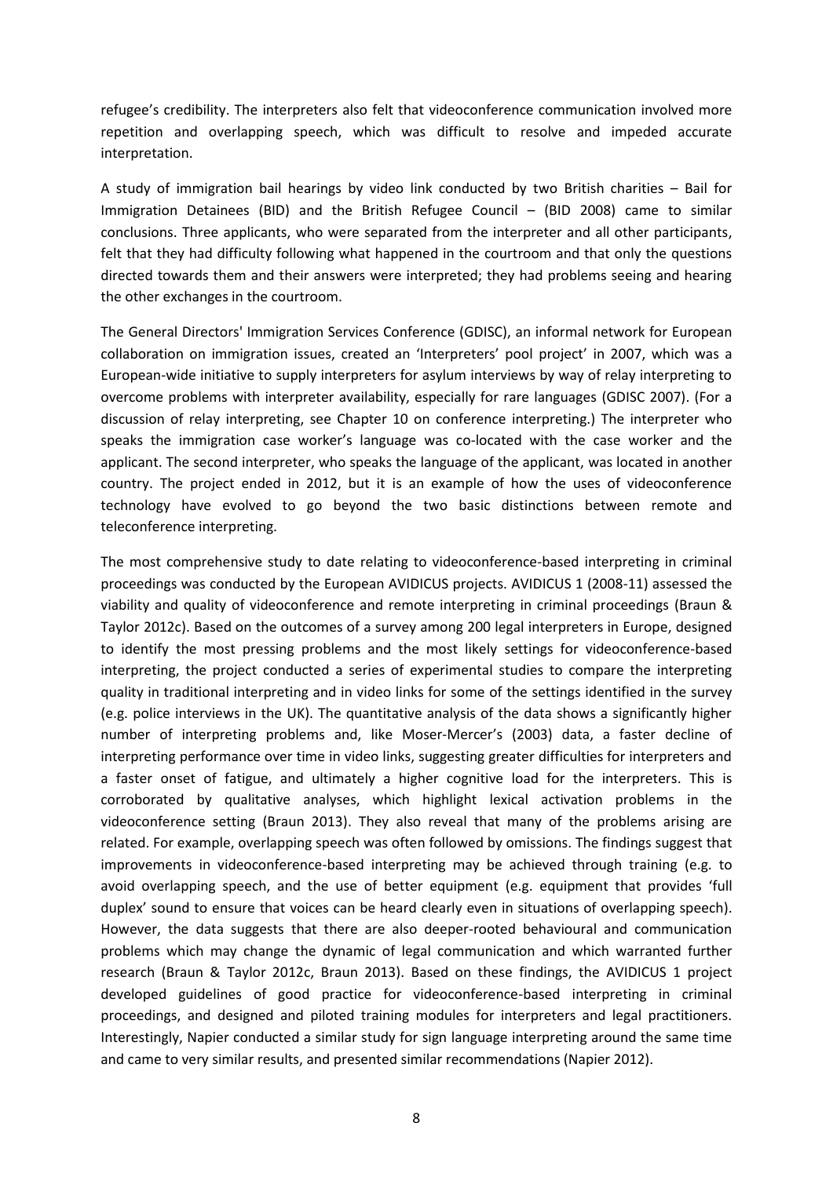refugee's credibility. The interpreters also felt that videoconference communication involved more repetition and overlapping speech, which was difficult to resolve and impeded accurate interpretation.

A study of immigration bail hearings by video link conducted by two British charities – Bail for Immigration Detainees (BID) and the British Refugee Council – (BID 2008) came to similar conclusions. Three applicants, who were separated from the interpreter and all other participants, felt that they had difficulty following what happened in the courtroom and that only the questions directed towards them and their answers were interpreted; they had problems seeing and hearing the other exchanges in the courtroom.

The General Directors' Immigration Services Conference (GDISC), an informal network for European collaboration on immigration issues, created an 'Interpreters' pool project' in 2007, which was a European-wide initiative to supply interpreters for asylum interviews by way of relay interpreting to overcome problems with interpreter availability, especially for rare languages (GDISC 2007). (For a discussion of relay interpreting, see Chapter 10 on conference interpreting.) The interpreter who speaks the immigration case worker's language was co-located with the case worker and the applicant. The second interpreter, who speaks the language of the applicant, was located in another country. The project ended in 2012, but it is an example of how the uses of videoconference technology have evolved to go beyond the two basic distinctions between remote and teleconference interpreting.

The most comprehensive study to date relating to videoconference-based interpreting in criminal proceedings was conducted by the European AVIDICUS projects. AVIDICUS 1 (2008-11) assessed the viability and quality of videoconference and remote interpreting in criminal proceedings (Braun & Taylor 2012c). Based on the outcomes of a survey among 200 legal interpreters in Europe, designed to identify the most pressing problems and the most likely settings for videoconference-based interpreting, the project conducted a series of experimental studies to compare the interpreting quality in traditional interpreting and in video links for some of the settings identified in the survey (e.g. police interviews in the UK). The quantitative analysis of the data shows a significantly higher number of interpreting problems and, like Moser-Mercer's (2003) data, a faster decline of interpreting performance over time in video links, suggesting greater difficulties for interpreters and a faster onset of fatigue, and ultimately a higher cognitive load for the interpreters. This is corroborated by qualitative analyses, which highlight lexical activation problems in the videoconference setting (Braun 2013). They also reveal that many of the problems arising are related. For example, overlapping speech was often followed by omissions. The findings suggest that improvements in videoconference-based interpreting may be achieved through training (e.g. to avoid overlapping speech, and the use of better equipment (e.g. equipment that provides 'full duplex' sound to ensure that voices can be heard clearly even in situations of overlapping speech). However, the data suggests that there are also deeper-rooted behavioural and communication problems which may change the dynamic of legal communication and which warranted further research (Braun & Taylor 2012c, Braun 2013). Based on these findings, the AVIDICUS 1 project developed guidelines of good practice for videoconference-based interpreting in criminal proceedings, and designed and piloted training modules for interpreters and legal practitioners. Interestingly, Napier conducted a similar study for sign language interpreting around the same time and came to very similar results, and presented similar recommendations (Napier 2012).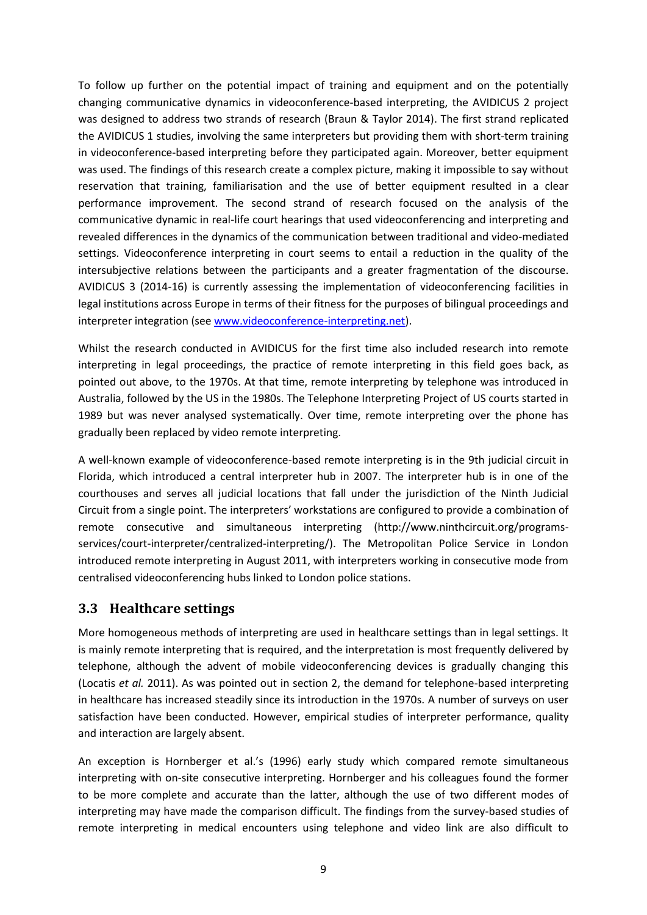To follow up further on the potential impact of training and equipment and on the potentially changing communicative dynamics in videoconference-based interpreting, the AVIDICUS 2 project was designed to address two strands of research (Braun & Taylor 2014). The first strand replicated the AVIDICUS 1 studies, involving the same interpreters but providing them with short-term training in videoconference-based interpreting before they participated again. Moreover, better equipment was used. The findings of this research create a complex picture, making it impossible to say without reservation that training, familiarisation and the use of better equipment resulted in a clear performance improvement. The second strand of research focused on the analysis of the communicative dynamic in real-life court hearings that used videoconferencing and interpreting and revealed differences in the dynamics of the communication between traditional and video-mediated settings. Videoconference interpreting in court seems to entail a reduction in the quality of the intersubjective relations between the participants and a greater fragmentation of the discourse. AVIDICUS 3 (2014-16) is currently assessing the implementation of videoconferencing facilities in legal institutions across Europe in terms of their fitness for the purposes of bilingual proceedings and interpreter integration (see www.videoconference-interpreting.net).

Whilst the research conducted in AVIDICUS for the first time also included research into remote interpreting in legal proceedings, the practice of remote interpreting in this field goes back, as pointed out above, to the 1970s. At that time, remote interpreting by telephone was introduced in Australia, followed by the US in the 1980s. The Telephone Interpreting Project of US courts started in 1989 but was never analysed systematically. Over time, remote interpreting over the phone has gradually been replaced by video remote interpreting.

A well-known example of videoconference-based remote interpreting is in the 9th judicial circuit in Florida, which introduced a central interpreter hub in 2007. The interpreter hub is in one of the courthouses and serves all judicial locations that fall under the jurisdiction of the Ninth Judicial Circuit from a single point. The interpreters' workstations are configured to provide a combination of remote consecutive and simultaneous interpreting (http://www.ninthcircuit.org/programs-services/court-interpreter/centralized-interpreting/). The Metropolitan Police Service in London introduced remote interpreting in August 2011, with interpreters working in consecutive mode from centralised videoconferencing hubs linked to London police stations.

## 3.3 Healthcare settings

More homogeneous methods of interpreting are used in healthcare settings than in legal settings. It is mainly remote interpreting that is required, and the interpretation is most frequently delivered by telephone, although the advent of mobile videoconferencing devices is gradually changing this (Locatis *et al.* 2011). As was pointed out in section 2, the demand for telephone-based interpreting in healthcare has increased steadily since its introduction in the 1970s. A number of surveys on user satisfaction have been conducted. However, empirical studies of interpreter performance, quality and interaction are largely absent.

An exception is Hornberger et al.'s (1996) early study which compared remote simultaneous interpreting with on-site consecutive interpreting. Hornberger and his colleagues found the former to be more complete and accurate than the latter, although the use of two different modes of interpreting may have made the comparison difficult. The findings from the survey-based studies of remote interpreting in medical encounters using telephone and video link are also difficult to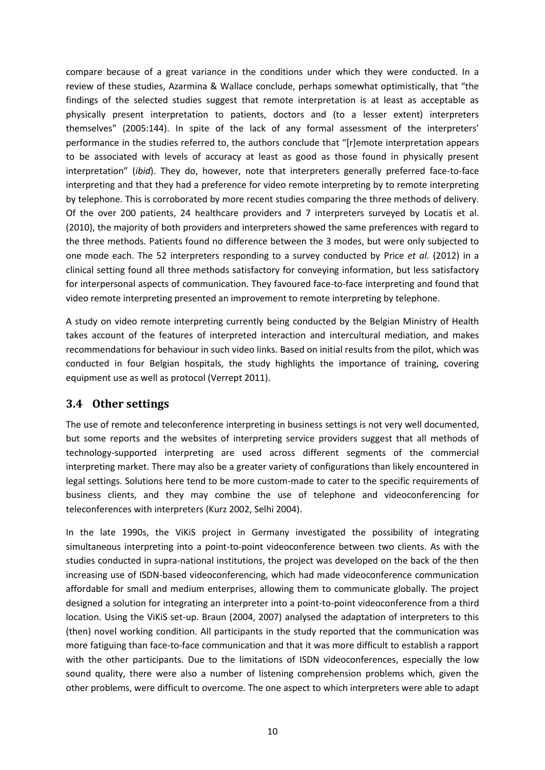compare because of a great variance in the conditions under which they were conducted. In a review of these studies, Azarmina & Wallace conclude, perhaps somewhat optimistically, that "the findings of the selected studies suggest that remote interpretation is at least as acceptable as physically present interpretation to patients, doctors and (to a lesser extent) interpreters themselves" (2005:144). In spite of the lack of any formal assessment of the interpreters' performance in the studies referred to, the authors conclude that "[r]emote interpretation appears to be associated with levels of accuracy at least as good as those found in physically present interpretation" (*ibid*). They do, however, note that interpreters generally preferred face-to-face interpreting and that they had a preference for video remote interpreting by to remote interpreting by telephone. This is corroborated by more recent studies comparing the three methods of delivery. Of the over 200 patients, 24 healthcare providers and 7 interpreters surveyed by Locatis et al. (2010), the majority of both providers and interpreters showed the same preferences with regard to the three methods. Patients found no difference between the 3 modes, but were only subjected to one mode each. The 52 interpreters responding to a survey conducted by Price *et al.* (2012) in a clinical setting found all three methods satisfactory for conveying information, but less satisfactory for interpersonal aspects of communication. They favoured face-to-face interpreting and found that video remote interpreting presented an improvement to remote interpreting by telephone.

A study on video remote interpreting currently being conducted by the Belgian Ministry of Health takes account of the features of interpreted interaction and intercultural mediation, and makes recommendations for behaviour in such video links. Based on initial results from the pilot, which was conducted in four Belgian hospitals, the study highlights the importance of training, covering equipment use as well as protocol (Verrept 2011).

## 3.4 Other settings

The use of remote and teleconference interpreting in business settings is not very well documented, but some reports and the websites of interpreting service providers suggest that all methods of technology-supported interpreting are used across different segments of the commercial interpreting market. There may also be a greater variety of configurations than likely encountered in legal settings. Solutions here tend to be more custom-made to cater to the specific requirements of business clients, and they may combine the use of telephone and videoconferencing for teleconferences with interpreters (Kurz 2002, Selhi 2004).

In the late 1990s, the ViKiS project in Germany investigated the possibility of integrating simultaneous interpreting into a point-to-point videoconference between two clients. As with the studies conducted in supra-national institutions, the project was developed on the back of the then increasing use of ISDN-based videoconferencing, which had made videoconference communication affordable for small and medium enterprises, allowing them to communicate globally. The project designed a solution for integrating an interpreter into a point-to-point videoconference from a third location. Using the ViKiS set-up. Braun (2004, 2007) analysed the adaptation of interpreters to this (then) novel working condition. All participants in the study reported that the communication was more fatiguing than face-to-face communication and that it was more difficult to establish a rapport with the other participants. Due to the limitations of ISDN videoconferences, especially the low sound quality, there were also a number of listening comprehension problems which, given the other problems, were difficult to overcome. The one aspect to which interpreters were able to adapt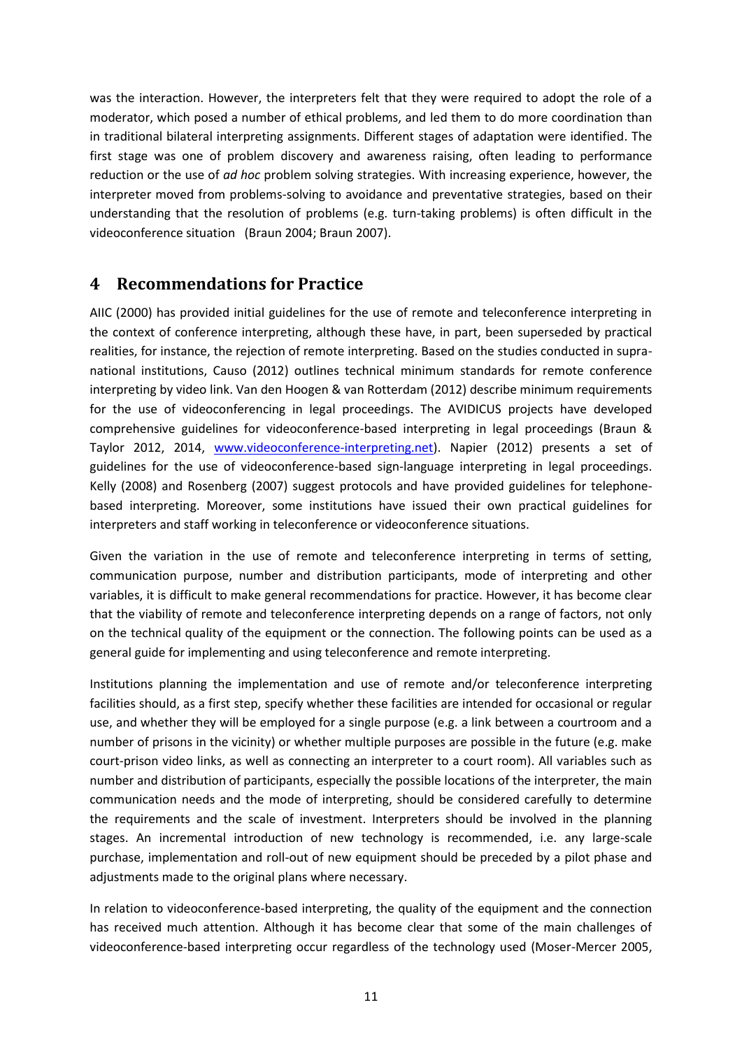was the interaction. However, the interpreters felt that they were required to adopt the role of a moderator, which posed a number of ethical problems, and led them to do more coordination than in traditional bilateral interpreting assignments. Different stages of adaptation were identified. The first stage was one of problem discovery and awareness raising, often leading to performance reduction or the use of *ad hoc* problem solving strategies. With increasing experience, however, the interpreter moved from problems-solving to avoidance and preventative strategies, based on their understanding that the resolution of problems (e.g. turn-taking problems) is often difficult in the videoconference situation (Braun 2004; Braun 2007).

## 4 Recommendations for Practice

AIIC (2000) has provided initial guidelines for the use of remote and teleconference interpreting in the context of conference interpreting, although these have, in part, been superseded by practical realities, for instance, the rejection of remote interpreting. Based on the studies conducted in supra-national institutions, Causo (2012) outlines technical minimum standards for remote conference interpreting by video link. Van den Hoogen & van Rotterdam (2012) describe minimum requirements for the use of videoconferencing in legal proceedings. The AVIDICUS projects have developed comprehensive guidelines for videoconference-based interpreting in legal proceedings (Braun & Taylor 2012, 2014, www.videoconference-interpreting.net). Napier (2012) presents a set of guidelines for the use of videoconference-based sign-language interpreting in legal proceedings. Kelly (2008) and Rosenberg (2007) suggest protocols and have provided guidelines for telephone-based interpreting. Moreover, some institutions have issued their own practical guidelines for interpreters and staff working in teleconference or videoconference situations.

Given the variation in the use of remote and teleconference interpreting in terms of setting, communication purpose, number and distribution participants, mode of interpreting and other variables, it is difficult to make general recommendations for practice. However, it has become clear that the viability of remote and teleconference interpreting depends on a range of factors, not only on the technical quality of the equipment or the connection. The following points can be used as a general guide for implementing and using teleconference and remote interpreting.

Institutions planning the implementation and use of remote and/or teleconference interpreting facilities should, as a first step, specify whether these facilities are intended for occasional or regular use, and whether they will be employed for a single purpose (e.g. a link between a courtroom and a number of prisons in the vicinity) or whether multiple purposes are possible in the future (e.g. make court-prison video links, as well as connecting an interpreter to a court room). All variables such as number and distribution of participants, especially the possible locations of the interpreter, the main communication needs and the mode of interpreting, should be considered carefully to determine the requirements and the scale of investment. Interpreters should be involved in the planning stages. An incremental introduction of new technology is recommended, i.e. any large-scale purchase, implementation and roll-out of new equipment should be preceded by a pilot phase and adjustments made to the original plans where necessary.

In relation to videoconference-based interpreting, the quality of the equipment and the connection has received much attention. Although it has become clear that some of the main challenges of videoconference-based interpreting occur regardless of the technology used (Moser-Mercer 2005,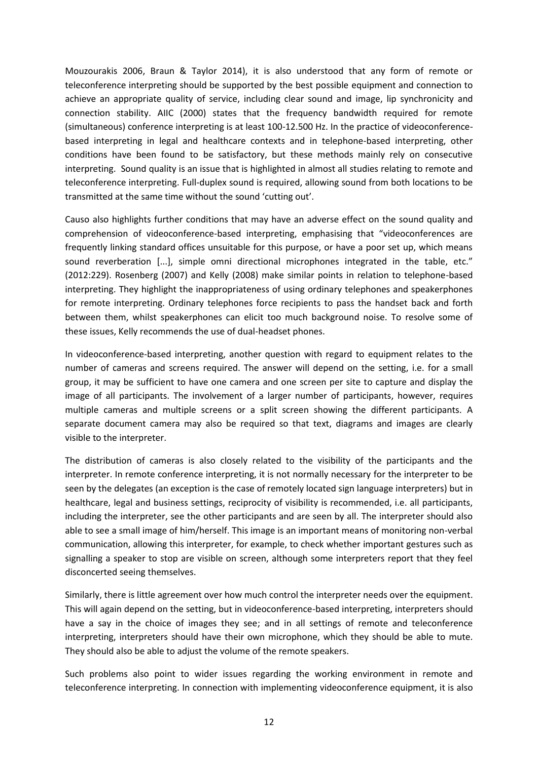Mouzourakis 2006, Braun & Taylor 2014), it is also understood that any form of remote or teleconference interpreting should be supported by the best possible equipment and connection to achieve an appropriate quality of service, including clear sound and image, lip synchronicity and connection stability. AIIC (2000) states that the frequency bandwidth required for remote (simultaneous) conference interpreting is at least 100-12.500 Hz. In the practice of videoconference-based interpreting in legal and healthcare contexts and in telephone-based interpreting, other conditions have been found to be satisfactory, but these methods mainly rely on consecutive interpreting. Sound quality is an issue that is highlighted in almost all studies relating to remote and teleconference interpreting. Full-duplex sound is required, allowing sound from both locations to be transmitted at the same time without the sound 'cutting out'.

Causo also highlights further conditions that may have an adverse effect on the sound quality and comprehension of videoconference-based interpreting, emphasising that "videoconferences are frequently linking standard offices unsuitable for this purpose, or have a poor set up, which means sound reverberation [...], simple omni directional microphones integrated in the table, etc." (2012:229). Rosenberg (2007) and Kelly (2008) make similar points in relation to telephone-based interpreting. They highlight the inappropriateness of using ordinary telephones and speakerphones for remote interpreting. Ordinary telephones force recipients to pass the handset back and forth between them, whilst speakerphones can elicit too much background noise. To resolve some of these issues, Kelly recommends the use of dual-headset phones.

In videoconference-based interpreting, another question with regard to equipment relates to the number of cameras and screens required. The answer will depend on the setting, i.e. for a small group, it may be sufficient to have one camera and one screen per site to capture and display the image of all participants. The involvement of a larger number of participants, however, requires multiple cameras and multiple screens or a split screen showing the different participants. A separate document camera may also be required so that text, diagrams and images are clearly visible to the interpreter.

The distribution of cameras is also closely related to the visibility of the participants and the interpreter. In remote conference interpreting, it is not normally necessary for the interpreter to be seen by the delegates (an exception is the case of remotely located sign language interpreters) but in healthcare, legal and business settings, reciprocity of visibility is recommended, i.e. all participants, including the interpreter, see the other participants and are seen by all. The interpreter should also able to see a small image of him/herself. This image is an important means of monitoring non-verbal communication, allowing this interpreter, for example, to check whether important gestures such as signalling a speaker to stop are visible on screen, although some interpreters report that they feel disconcerted seeing themselves.

Similarly, there is little agreement over how much control the interpreter needs over the equipment. This will again depend on the setting, but in videoconference-based interpreting, interpreters should have a say in the choice of images they see; and in all settings of remote and teleconference interpreting, interpreters should have their own microphone, which they should be able to mute. They should also be able to adjust the volume of the remote speakers.

Such problems also point to wider issues regarding the working environment in remote and teleconference interpreting. In connection with implementing videoconference equipment, it is also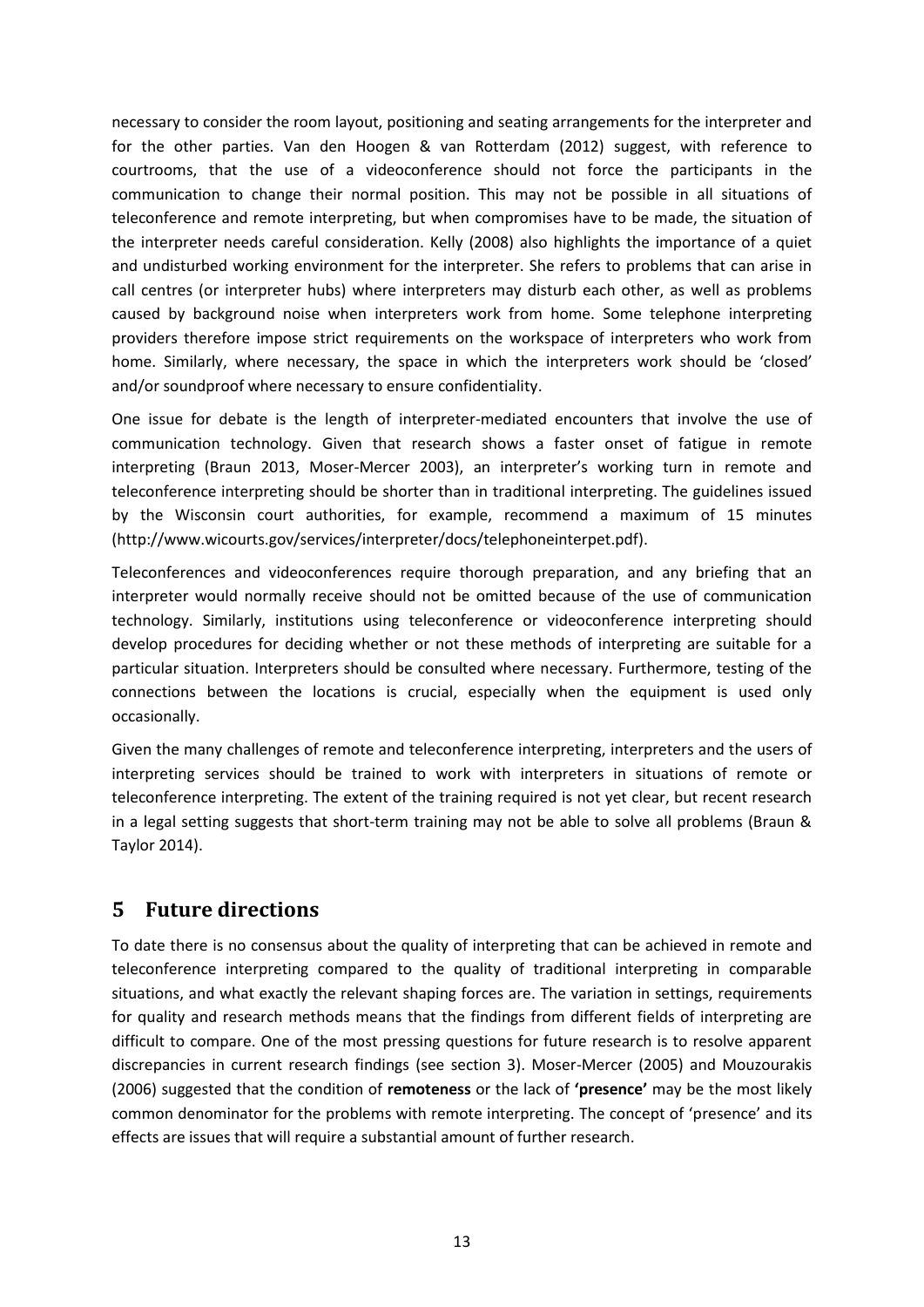necessary to consider the room layout, positioning and seating arrangements for the interpreter and for the other parties. Van den Hoogen & van Rotterdam (2012) suggest, with reference to courtrooms, that the use of a videoconference should not force the participants in the communication to change their normal position. This may not be possible in all situations of teleconference and remote interpreting, but when compromises have to be made, the situation of the interpreter needs careful consideration. Kelly (2008) also highlights the importance of a quiet and undisturbed working environment for the interpreter. She refers to problems that can arise in call centres (or interpreter hubs) where interpreters may disturb each other, as well as problems caused by background noise when interpreters work from home. Some telephone interpreting providers therefore impose strict requirements on the workspace of interpreters who work from home. Similarly, where necessary, the space in which the interpreters work should be 'closed' and/or soundproof where necessary to ensure confidentiality.

One issue for debate is the length of interpreter-mediated encounters that involve the use of communication technology. Given that research shows a faster onset of fatigue in remote interpreting (Braun 2013, Moser-Mercer 2003), an interpreter's working turn in remote and teleconference interpreting should be shorter than in traditional interpreting. The guidelines issued by the Wisconsin court authorities, for example, recommend a maximum of 15 minutes (http://www.wicourts.gov/services/interpreter/docs/telephoneinterpet.pdf).

Teleconferences and videoconferences require thorough preparation, and any briefing that an interpreter would normally receive should not be omitted because of the use of communication technology. Similarly, institutions using teleconference or videoconference interpreting should develop procedures for deciding whether or not these methods of interpreting are suitable for a particular situation. Interpreters should be consulted where necessary. Furthermore, testing of the connections between the locations is crucial, especially when the equipment is used only occasionally.

Given the many challenges of remote and teleconference interpreting, interpreters and the users of interpreting services should be trained to work with interpreters in situations of remote or teleconference interpreting. The extent of the training required is not yet clear, but recent research in a legal setting suggests that short-term training may not be able to solve all problems (Braun & Taylor 2014).

## 5 Future directions

To date there is no consensus about the quality of interpreting that can be achieved in remote and teleconference interpreting compared to the quality of traditional interpreting in comparable situations, and what exactly the relevant shaping forces are. The variation in settings, requirements for quality and research methods means that the findings from different fields of interpreting are difficult to compare. One of the most pressing questions for future research is to resolve apparent discrepancies in current research findings (see section 3). Moser-Mercer (2005) and Mouzourakis (2006) suggested that the condition of **remoteness** or the lack of **'presence'** may be the most likely common denominator for the problems with remote interpreting. The concept of 'presence' and its effects are issues that will require a substantial amount of further research.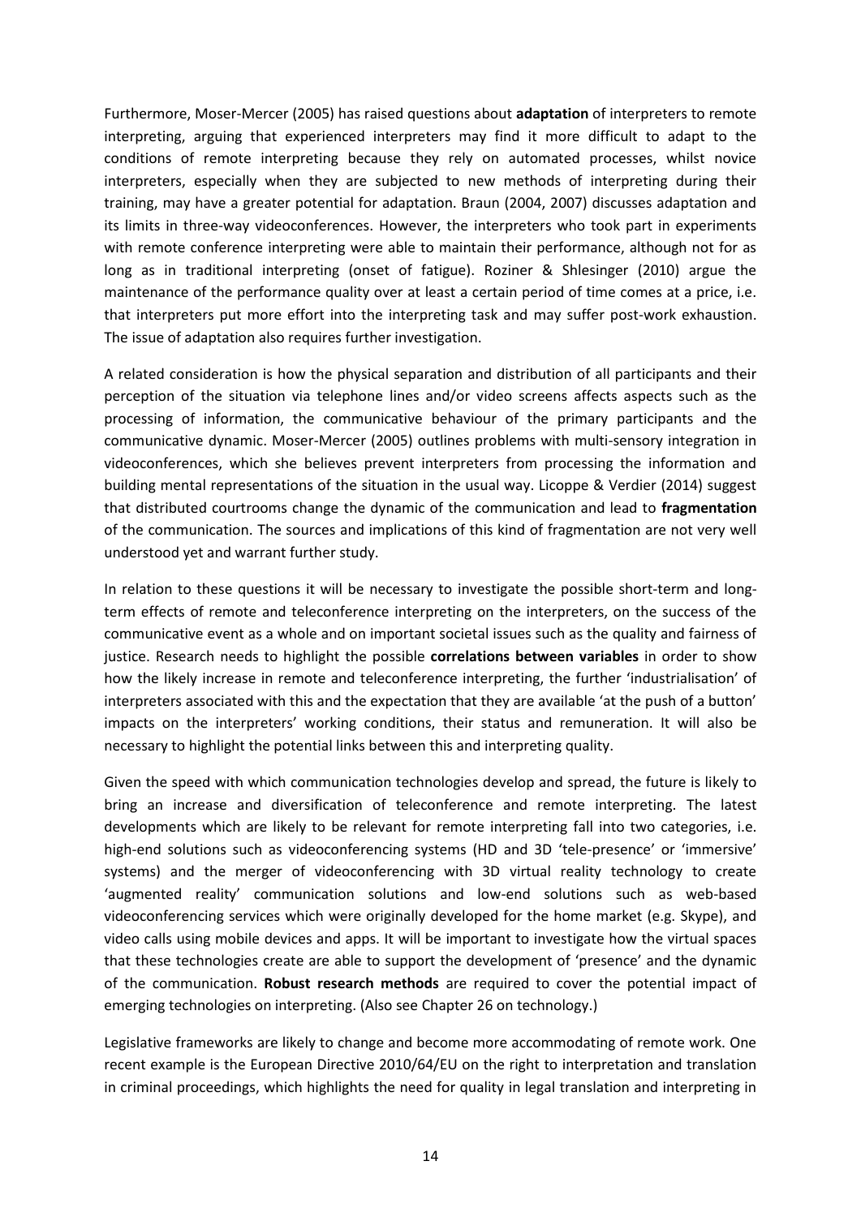Furthermore, Moser-Mercer (2005) has raised questions about **adaptation** of interpreters to remote interpreting, arguing that experienced interpreters may find it more difficult to adapt to the conditions of remote interpreting because they rely on automated processes, whilst novice interpreters, especially when they are subjected to new methods of interpreting during their training, may have a greater potential for adaptation. Braun (2004, 2007) discusses adaptation and its limits in three-way videoconferences. However, the interpreters who took part in experiments with remote conference interpreting were able to maintain their performance, although not for as long as in traditional interpreting (onset of fatigue). Roziner & Shlesinger (2010) argue the maintenance of the performance quality over at least a certain period of time comes at a price, i.e. that interpreters put more effort into the interpreting task and may suffer post-work exhaustion. The issue of adaptation also requires further investigation.

A related consideration is how the physical separation and distribution of all participants and their perception of the situation via telephone lines and/or video screens affects aspects such as the processing of information, the communicative behaviour of the primary participants and the communicative dynamic. Moser-Mercer (2005) outlines problems with multi-sensory integration in videoconferences, which she believes prevent interpreters from processing the information and building mental representations of the situation in the usual way. Licoppe & Verdier (2014) suggest that distributed courtrooms change the dynamic of the communication and lead to **fragmentation** of the communication. The sources and implications of this kind of fragmentation are not very well understood yet and warrant further study.

In relation to these questions it will be necessary to investigate the possible short-term and long-term effects of remote and teleconference interpreting on the interpreters, on the success of the communicative event as a whole and on important societal issues such as the quality and fairness of justice. Research needs to highlight the possible **correlations between variables** in order to show how the likely increase in remote and teleconference interpreting, the further 'industrialisation' of interpreters associated with this and the expectation that they are available 'at the push of a button' impacts on the interpreters' working conditions, their status and remuneration. It will also be necessary to highlight the potential links between this and interpreting quality.

Given the speed with which communication technologies develop and spread, the future is likely to bring an increase and diversification of teleconference and remote interpreting. The latest developments which are likely to be relevant for remote interpreting fall into two categories, i.e. high-end solutions such as videoconferencing systems (HD and 3D 'tele-presence' or 'immersive' systems) and the merger of videoconferencing with 3D virtual reality technology to create 'augmented reality' communication solutions and low-end solutions such as web-based videoconferencing services which were originally developed for the home market (e.g. Skype), and video calls using mobile devices and apps. It will be important to investigate how the virtual spaces that these technologies create are able to support the development of 'presence' and the dynamic of the communication. **Robust research methods** are required to cover the potential impact of emerging technologies on interpreting. (Also see Chapter 26 on technology.)

Legislative frameworks are likely to change and become more accommodating of remote work. One recent example is the European Directive 2010/64/EU on the right to interpretation and translation in criminal proceedings, which highlights the need for quality in legal translation and interpreting in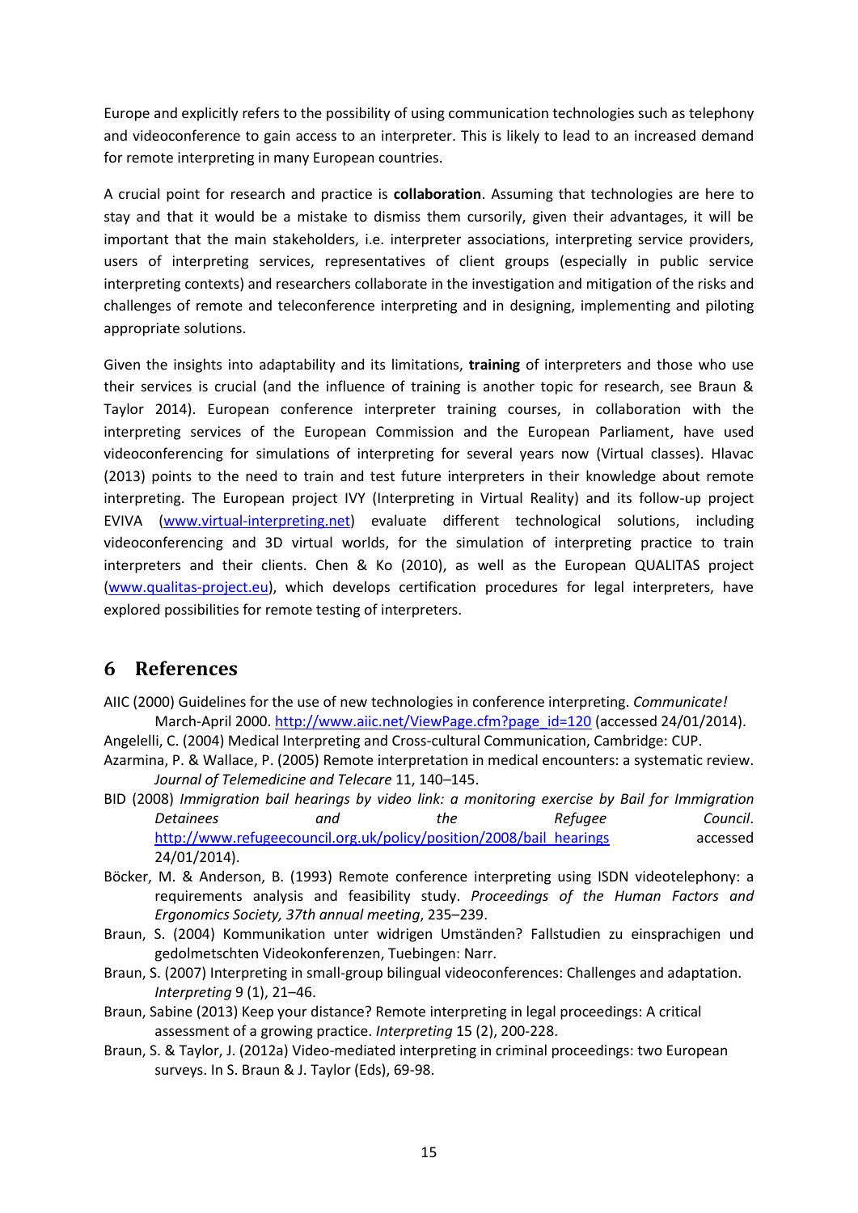Europe and explicitly refers to the possibility of using communication technologies such as telephony and videoconference to gain access to an interpreter. This is likely to lead to an increased demand for remote interpreting in many European countries.

A crucial point for research and practice is **collaboration**. Assuming that technologies are here to stay and that it would be a mistake to dismiss them cursorily, given their advantages, it will be important that the main stakeholders, i.e. interpreter associations, interpreting service providers, users of interpreting services, representatives of client groups (especially in public service interpreting contexts) and researchers collaborate in the investigation and mitigation of the risks and challenges of remote and teleconference interpreting and in designing, implementing and piloting appropriate solutions.

Given the insights into adaptability and its limitations, **training** of interpreters and those who use their services is crucial (and the influence of training is another topic for research, see Braun & Taylor 2014). European conference interpreter training courses, in collaboration with the interpreting services of the European Commission and the European Parliament, have used videoconferencing for simulations of interpreting for several years now (Virtual classes). Hlavac (2013) points to the need to train and test future interpreters in their knowledge about remote interpreting. The European project IVY (Interpreting in Virtual Reality) and its follow-up project EVIVA (www.virtual-interpreting.net) evaluate different technological solutions, including videoconferencing and 3D virtual worlds, for the simulation of interpreting practice to train interpreters and their clients. Chen & Ko (2010), as well as the European QUALITAS project (www.qualitas-project.eu), which develops certification procedures for legal interpreters, have explored possibilities for remote testing of interpreters.

## 6 References

AIIC (2000) Guidelines for the use of new technologies in conference interpreting. *Communicate!* March-April 2000. http://www.aiic.net/ViewPage.cfm?page_id=120 (accessed 24/01/2014).

Angelelli, C. (2004) Medical Interpreting and Cross-cultural Communication, Cambridge: CUP.

Azarmina, P. & Wallace, P. (2005) Remote interpretation in medical encounters: a systematic review. *Journal of Telemedicine and Telecare* 11, 140–145.

BID (2008) *Immigration bail hearings by video link: a monitoring exercise by Bail for Immigration Detainees and the Refugee Council*. http://www.refugeecouncil.org.uk/policy/position/2008/bail_hearings accessed 24/01/2014).

Böcker, M. & Anderson, B. (1993) Remote conference interpreting using ISDN videotelephony: a requirements analysis and feasibility study. *Proceedings of the Human Factors and Ergonomics Society, 37th annual meeting*, 235–239.

Braun, S. (2004) Kommunikation unter widrigen Umständen? Fallstudien zu einsprachigen und gedolmetschten Videokonferenzen, Tuebingen: Narr.

Braun, S. (2007) Interpreting in small-group bilingual videoconferences: Challenges and adaptation. *Interpreting* 9 (1), 21–46.

Braun, Sabine (2013) Keep your distance? Remote interpreting in legal proceedings: A critical assessment of a growing practice. *Interpreting* 15 (2), 200-228.

Braun, S. & Taylor, J. (2012a) Video-mediated interpreting in criminal proceedings: two European surveys. In S. Braun & J. Taylor (Eds), 69-98.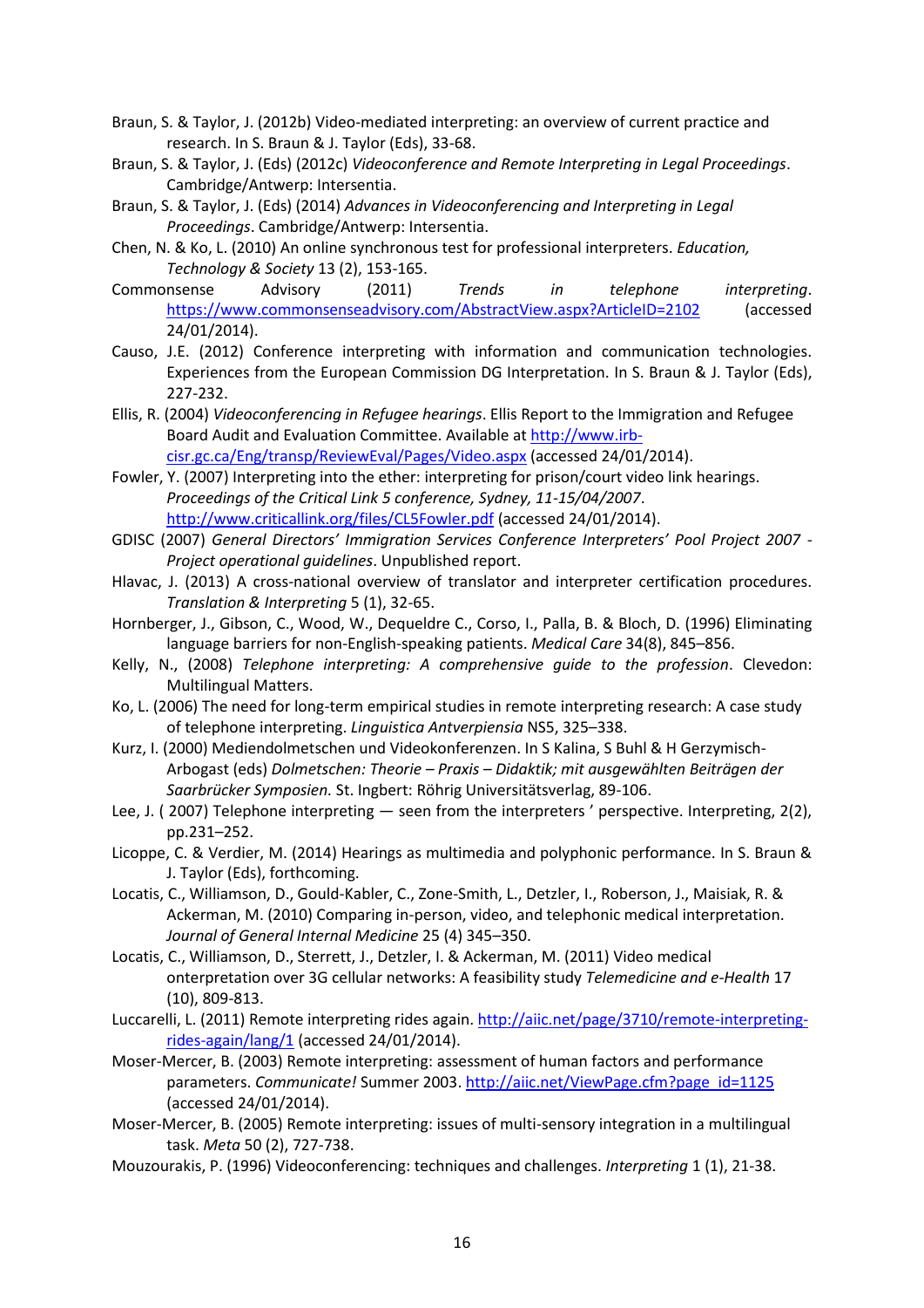Braun, S. & Taylor, J. (2012b) Video-mediated interpreting: an overview of current practice and research. In S. Braun & J. Taylor (Eds), 33-68.

Braun, S. & Taylor, J. (Eds) (2012c) *Videoconference and Remote Interpreting in Legal Proceedings*. Cambridge/Antwerp: Intersentia.

Braun, S. & Taylor, J. (Eds) (2014) *Advances in Videoconferencing and Interpreting in Legal Proceedings*. Cambridge/Antwerp: Intersentia.

Chen, N. & Ko, L. (2010) An online synchronous test for professional interpreters. *Education, Technology & Society* 13 (2), 153-165.

Commonsense Advisory (2011) *Trends in telephone interpreting*. https://www.commonsenseadvisory.com/AbstractView.aspx?ArticleID=2102 (accessed 24/01/2014).

Causo, J.E. (2012) Conference interpreting with information and communication technologies. Experiences from the European Commission DG Interpretation. In S. Braun & J. Taylor (Eds), 227-232.

Ellis, R. (2004) *Videoconferencing in Refugee hearings*. Ellis Report to the Immigration and Refugee Board Audit and Evaluation Committee. Available at http://www.irb-cisr.gc.ca/Eng/transp/ReviewEval/Pages/Video.aspx (accessed 24/01/2014).

Fowler, Y. (2007) Interpreting into the ether: interpreting for prison/court video link hearings. *Proceedings of the Critical Link 5 conference, Sydney, 11-15/04/2007*. http://www.criticallink.org/files/CL5Fowler.pdf (accessed 24/01/2014).

GDISC (2007) *General Directors' Immigration Services Conference Interpreters' Pool Project 2007 - Project operational guidelines*. Unpublished report.

Hlavac, J. (2013) A cross-national overview of translator and interpreter certification procedures. *Translation & Interpreting* 5 (1), 32-65.

Hornberger, J., Gibson, C., Wood, W., Dequeldre C., Corso, I., Palla, B. & Bloch, D. (1996) Eliminating language barriers for non-English-speaking patients. *Medical Care* 34(8), 845–856.

Kelly, N., (2008) *Telephone interpreting: A comprehensive guide to the profession*. Clevedon: Multilingual Matters.

Ko, L. (2006) The need for long-term empirical studies in remote interpreting research: A case study of telephone interpreting. *Linguistica Antverpiensia* NS5, 325–338.

Kurz, I. (2000) Mediendolmetschen und Videokonferenzen. In S Kalina, S Buhl & H Gerzymisch-Arbogast (eds) *Dolmetschen: Theorie – Praxis – Didaktik; mit ausgewählten Beiträgen der Saarbrücker Symposien.* St. Ingbert: Röhrig Universitätsverlag, 89-106.

Lee, J. ( 2007) Telephone interpreting — seen from the interpreters ' perspective. Interpreting, 2(2), pp.231–252.

Licoppe, C. & Verdier, M. (2014) Hearings as multimedia and polyphonic performance. In S. Braun & J. Taylor (Eds), forthcoming.

Locatis, C., Williamson, D., Gould-Kabler, C., Zone-Smith, L., Detzler, I., Roberson, J., Maisiak, R. & Ackerman, M. (2010) Comparing in-person, video, and telephonic medical interpretation. *Journal of General Internal Medicine* 25 (4) 345–350.

Locatis, C., Williamson, D., Sterrett, J., Detzler, I. & Ackerman, M. (2011) Video medical onterpretation over 3G cellular networks: A feasibility study *Telemedicine and e-Health* 17 (10), 809-813.

Luccarelli, L. (2011) Remote interpreting rides again. http://aiic.net/page/3710/remote-interpreting-rides-again/lang/1 (accessed 24/01/2014).

Moser-Mercer, B. (2003) Remote interpreting: assessment of human factors and performance parameters. *Communicate!* Summer 2003. http://aiic.net/ViewPage.cfm?page_id=1125 (accessed 24/01/2014).

Moser-Mercer, B. (2005) Remote interpreting: issues of multi-sensory integration in a multilingual task. *Meta* 50 (2), 727-738.

Mouzourakis, P. (1996) Videoconferencing: techniques and challenges. *Interpreting* 1 (1), 21-38.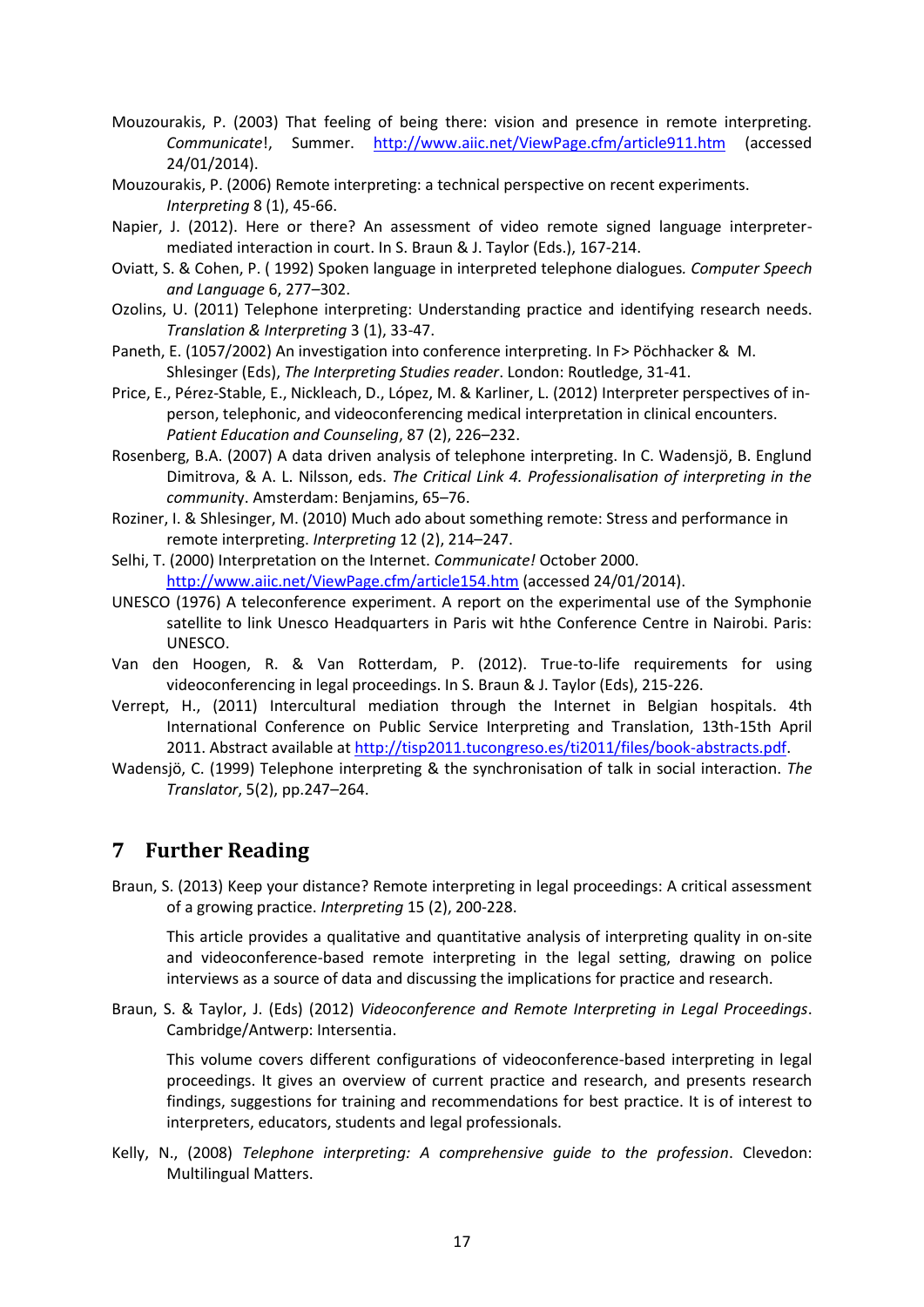Mouzourakis, P. (2003) That feeling of being there: vision and presence in remote interpreting. *Communicate*!, Summer. http://www.aiic.net/ViewPage.cfm/article911.htm (accessed 24/01/2014).

Mouzourakis, P. (2006) Remote interpreting: a technical perspective on recent experiments. *Interpreting* 8 (1), 45-66.

Napier, J. (2012). Here or there? An assessment of video remote signed language interpreter-mediated interaction in court. In S. Braun & J. Taylor (Eds.), 167-214.

Oviatt, S. & Cohen, P. ( 1992) Spoken language in interpreted telephone dialogues*. Computer Speech and Language* 6, 277–302.

Ozolins, U. (2011) Telephone interpreting: Understanding practice and identifying research needs. *Translation & Interpreting* 3 (1), 33-47.

Paneth, E. (1057/2002) An investigation into conference interpreting. In F> Pöchhacker & M. Shlesinger (Eds), *The Interpreting Studies reader*. London: Routledge, 31-41.

Price, E., Pérez-Stable, E., Nickleach, D., López, M. & Karliner, L. (2012) Interpreter perspectives of in-person, telephonic, and videoconferencing medical interpretation in clinical encounters. *Patient Education and Counseling*, 87 (2), 226–232.

Rosenberg, B.A. (2007) A data driven analysis of telephone interpreting. In C. Wadensjö, B. Englund Dimitrova, & A. L. Nilsson, eds. *The Critical Link 4. Professionalisation of interpreting in the community*. Amsterdam: Benjamins, 65–76.

Roziner, I. & Shlesinger, M. (2010) Much ado about something remote: Stress and performance in remote interpreting. *Interpreting* 12 (2), 214–247.

Selhi, T. (2000) Interpretation on the Internet. *Communicate!* October 2000. http://www.aiic.net/ViewPage.cfm/article154.htm (accessed 24/01/2014).

UNESCO (1976) A teleconference experiment. A report on the experimental use of the Symphonie satellite to link Unesco Headquarters in Paris wit hthe Conference Centre in Nairobi. Paris: UNESCO.

Van den Hoogen, R. & Van Rotterdam, P. (2012). True-to-life requirements for using videoconferencing in legal proceedings. In S. Braun & J. Taylor (Eds), 215-226.

Verrept, H., (2011) Intercultural mediation through the Internet in Belgian hospitals. 4th International Conference on Public Service Interpreting and Translation, 13th-15th April 2011. Abstract available at http://tisp2011.tucongreso.es/ti2011/files/book-abstracts.pdf.

Wadensjö, C. (1999) Telephone interpreting & the synchronisation of talk in social interaction. *The Translator*, 5(2), pp.247–264.

## 7 Further Reading

Braun, S. (2013) Keep your distance? Remote interpreting in legal proceedings: A critical assessment of a growing practice. *Interpreting* 15 (2), 200-228.

This article provides a qualitative and quantitative analysis of interpreting quality in on-site and videoconference-based remote interpreting in the legal setting, drawing on police interviews as a source of data and discussing the implications for practice and research.

Braun, S. & Taylor, J. (Eds) (2012) *Videoconference and Remote Interpreting in Legal Proceedings*. Cambridge/Antwerp: Intersentia.

This volume covers different configurations of videoconference-based interpreting in legal proceedings. It gives an overview of current practice and research, and presents research findings, suggestions for training and recommendations for best practice. It is of interest to interpreters, educators, students and legal professionals.

Kelly, N., (2008) *Telephone interpreting: A comprehensive guide to the profession*. Clevedon: Multilingual Matters.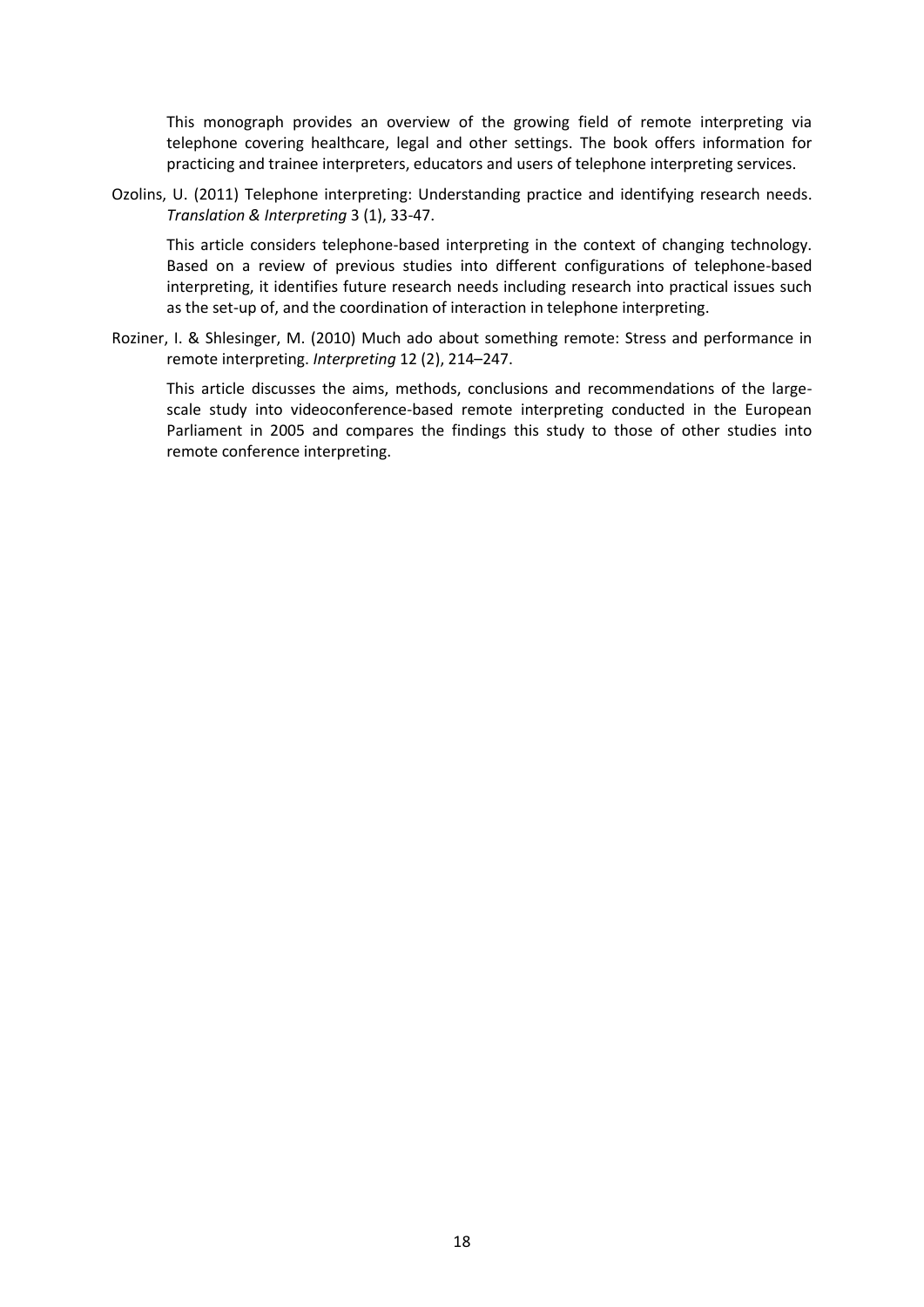This monograph provides an overview of the growing field of remote interpreting via telephone covering healthcare, legal and other settings. The book offers information for practicing and trainee interpreters, educators and users of telephone interpreting services.

Ozolins, U. (2011) Telephone interpreting: Understanding practice and identifying research needs. *Translation & Interpreting* 3 (1), 33-47.

This article considers telephone-based interpreting in the context of changing technology. Based on a review of previous studies into different configurations of telephone-based interpreting, it identifies future research needs including research into practical issues such as the set-up of, and the coordination of interaction in telephone interpreting.

Roziner, I. & Shlesinger, M. (2010) Much ado about something remote: Stress and performance in remote interpreting. *Interpreting* 12 (2), 214–247.

This article discusses the aims, methods, conclusions and recommendations of the large-scale study into videoconference-based remote interpreting conducted in the European Parliament in 2005 and compares the findings this study to those of other studies into remote conference interpreting.